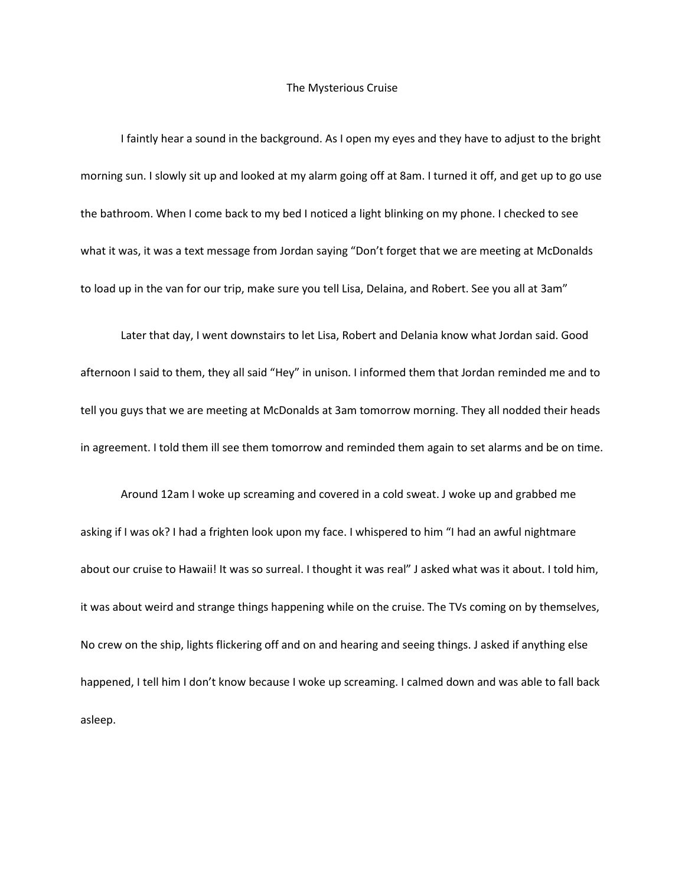# The Mysterious Cruise

I faintly hear a sound in the background. As I open my eyes and they have to adjust to the bright morning sun. I slowly sit up and looked at my alarm going off at 8am. I turned it off, and get up to go use the bathroom. When I come back to my bed I noticed a light blinking on my phone. I checked to see what it was, it was a text message from Jordan saying "Don't forget that we are meeting at McDonalds to load up in the van for our trip, make sure you tell Lisa, Delaina, and Robert. See you all at 3am"

Later that day, I went downstairs to let Lisa, Robert and Delania know what Jordan said. Good afternoon I said to them, they all said "Hey" in unison. I informed them that Jordan reminded me and to tell you guys that we are meeting at McDonalds at 3am tomorrow morning. They all nodded their heads in agreement. I told them ill see them tomorrow and reminded them again to set alarms and be on time.

Around 12am I woke up screaming and covered in a cold sweat. J woke up and grabbed me asking if I was ok? I had a frighten look upon my face. I whispered to him "I had an awful nightmare about our cruise to Hawaii! It was so surreal. I thought it was real" J asked what was it about. I told him, it was about weird and strange things happening while on the cruise. The TVs coming on by themselves, No crew on the ship, lights flickering off and on and hearing and seeing things. J asked if anything else happened, I tell him I don't know because I woke up screaming. I calmed down and was able to fall back asleep.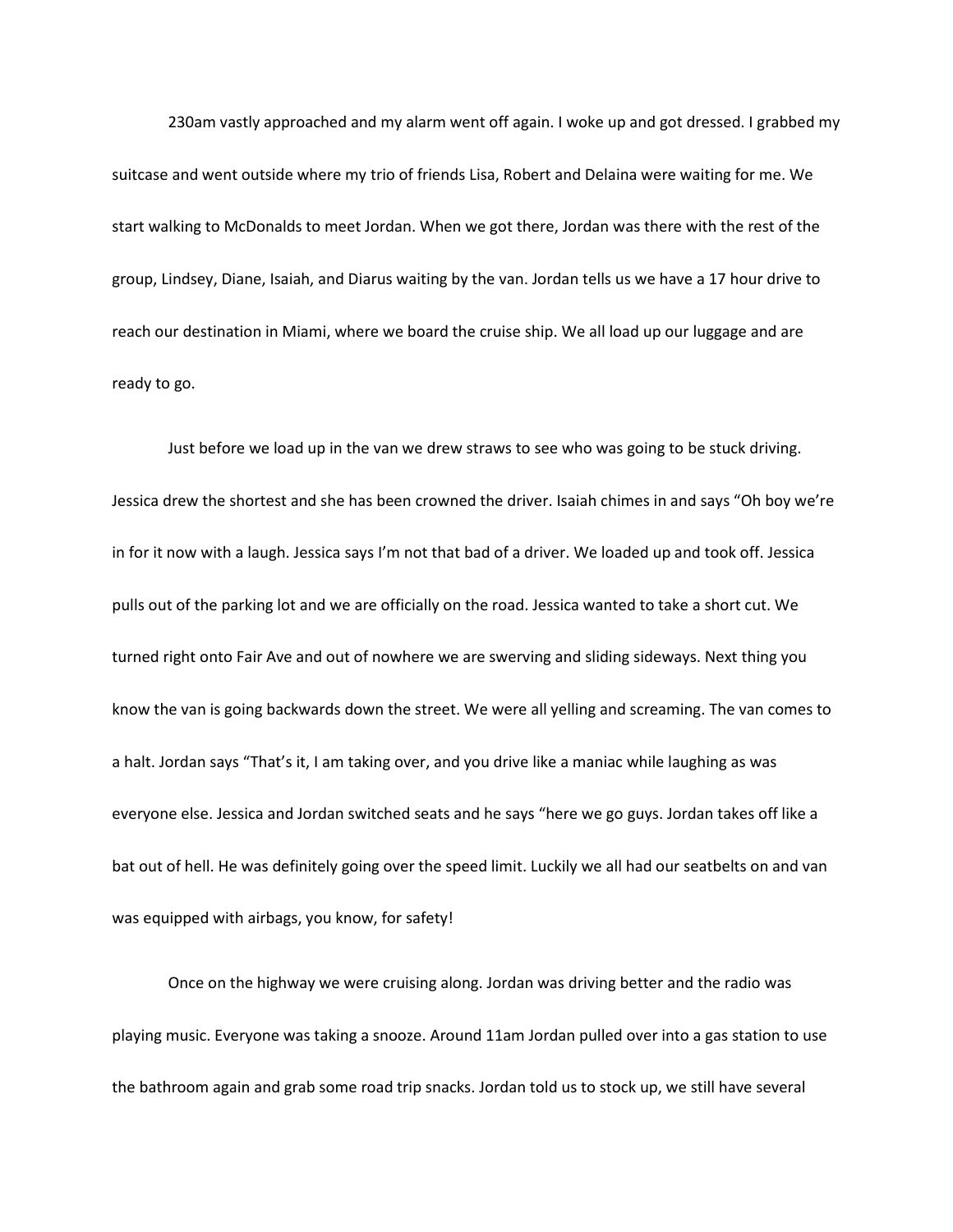230am vastly approached and my alarm went off again. I woke up and got dressed. I grabbed my suitcase and went outside where my trio of friends Lisa, Robert and Delaina were waiting for me. We start walking to McDonalds to meet Jordan. When we got there, Jordan was there with the rest of the group, Lindsey, Diane, Isaiah, and Diarus waiting by the van. Jordan tells us we have a 17 hour drive to reach our destination in Miami, where we board the cruise ship. We all load up our luggage and are ready to go.

Just before we load up in the van we drew straws to see who was going to be stuck driving. Jessica drew the shortest and she has been crowned the driver. Isaiah chimes in and says "Oh boy we're in for it now with a laugh. Jessica says I'm not that bad of a driver. We loaded up and took off. Jessica pulls out of the parking lot and we are officially on the road. Jessica wanted to take a short cut. We turned right onto Fair Ave and out of nowhere we are swerving and sliding sideways. Next thing you know the van is going backwards down the street. We were all yelling and screaming. The van comes to a halt. Jordan says "That's it, I am taking over, and you drive like a maniac while laughing as was everyone else. Jessica and Jordan switched seats and he says "here we go guys. Jordan takes off like a bat out of hell. He was definitely going over the speed limit. Luckily we all had our seatbelts on and van was equipped with airbags, you know, for safety!

Once on the highway we were cruising along. Jordan was driving better and the radio was playing music. Everyone was taking a snooze. Around 11am Jordan pulled over into a gas station to use the bathroom again and grab some road trip snacks. Jordan told us to stock up, we still have several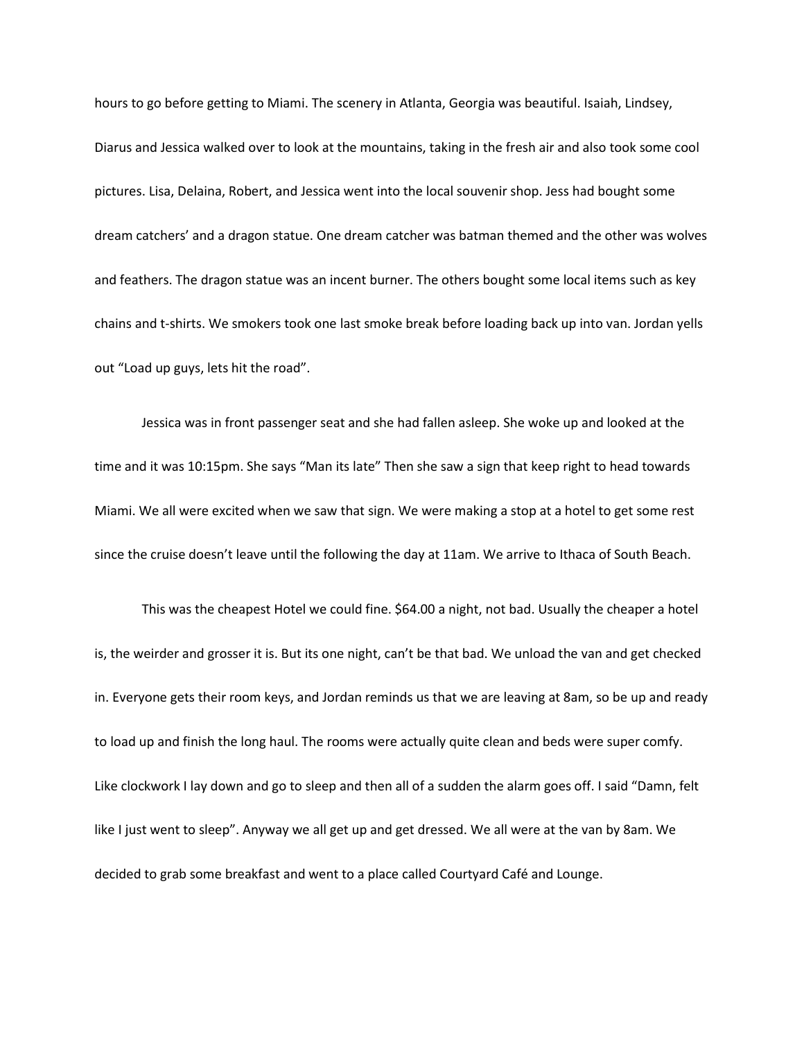hours to go before getting to Miami. The scenery in Atlanta, Georgia was beautiful. Isaiah, Lindsey, Diarus and Jessica walked over to look at the mountains, taking in the fresh air and also took some cool pictures. Lisa, Delaina, Robert, and Jessica went into the local souvenir shop. Jess had bought some dream catchers' and a dragon statue. One dream catcher was batman themed and the other was wolves and feathers. The dragon statue was an incent burner. The others bought some local items such as key chains and t-shirts. We smokers took one last smoke break before loading back up into van. Jordan yells out "Load up guys, lets hit the road".

Jessica was in front passenger seat and she had fallen asleep. She woke up and looked at the time and it was 10:15pm. She says "Man its late" Then she saw a sign that keep right to head towards Miami. We all were excited when we saw that sign. We were making a stop at a hotel to get some rest since the cruise doesn't leave until the following the day at 11am. We arrive to Ithaca of South Beach.

This was the cheapest Hotel we could fine. $64.00 a night, not bad. Usually the cheaper a hotel is, the weirder and grosser it is. But its one night, can't be that bad. We unload the van and get checked in. Everyone gets their room keys, and Jordan reminds us that we are leaving at 8am, so be up and ready to load up and finish the long haul. The rooms were actually quite clean and beds were super comfy. Like clockwork I lay down and go to sleep and then all of a sudden the alarm goes off. I said "Damn, felt like I just went to sleep". Anyway we all get up and get dressed. We all were at the van by 8am. We decided to grab some breakfast and went to a place called Courtyard Café and Lounge.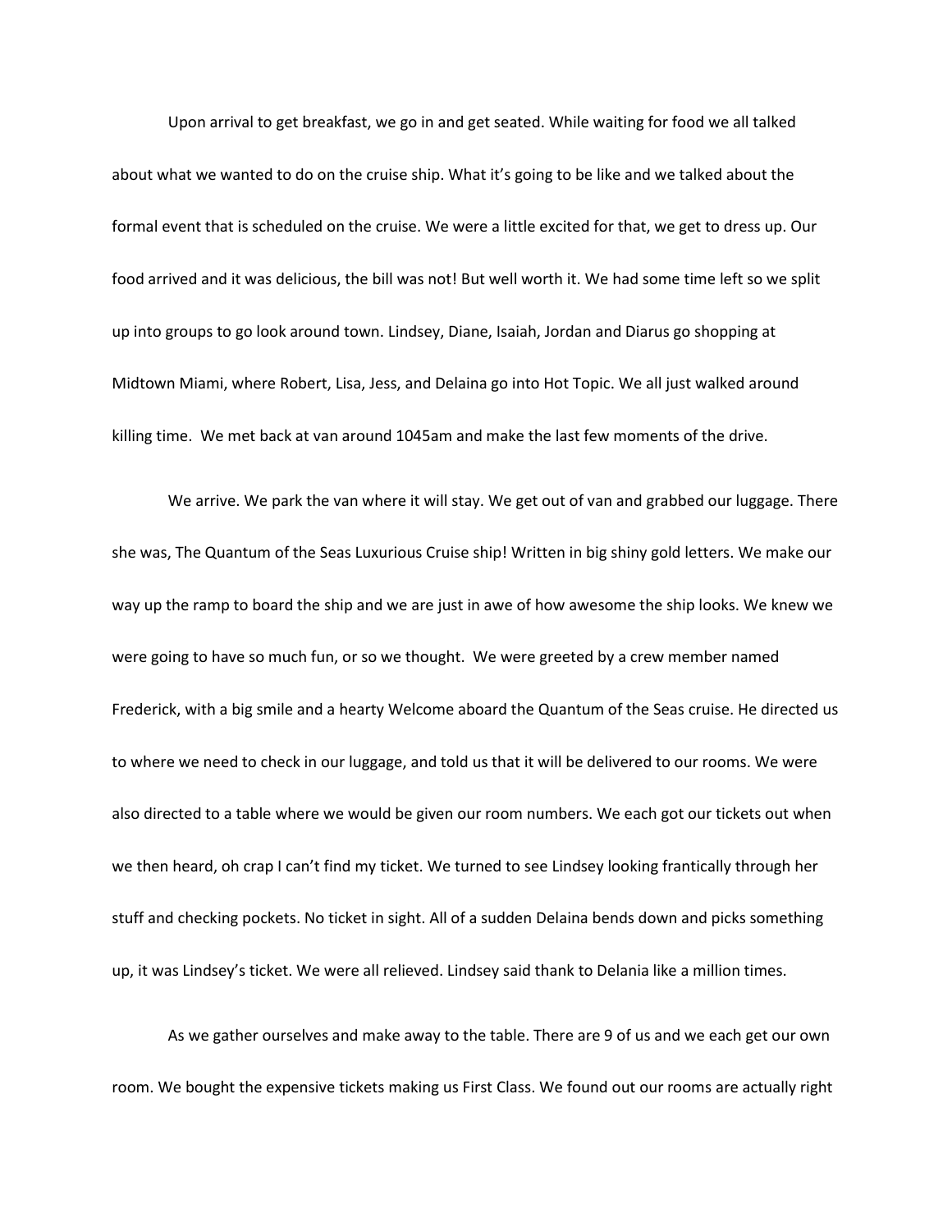Upon arrival to get breakfast, we go in and get seated. While waiting for food we all talked about what we wanted to do on the cruise ship. What it's going to be like and we talked about the formal event that is scheduled on the cruise. We were a little excited for that, we get to dress up. Our food arrived and it was delicious, the bill was not! But well worth it. We had some time left so we split up into groups to go look around town. Lindsey, Diane, Isaiah, Jordan and Diarus go shopping at Midtown Miami, where Robert, Lisa, Jess, and Delaina go into Hot Topic. We all just walked around killing time.  We met back at van around 1045am and make the last few moments of the drive.

We arrive. We park the van where it will stay. We get out of van and grabbed our luggage. There she was, The Quantum of the Seas Luxurious Cruise ship! Written in big shiny gold letters. We make our way up the ramp to board the ship and we are just in awe of how awesome the ship looks. We knew we were going to have so much fun, or so we thought.  We were greeted by a crew member named Frederick, with a big smile and a hearty Welcome aboard the Quantum of the Seas cruise. He directed us to where we need to check in our luggage, and told us that it will be delivered to our rooms. We were also directed to a table where we would be given our room numbers. We each got our tickets out when we then heard, oh crap I can't find my ticket. We turned to see Lindsey looking frantically through her stuff and checking pockets. No ticket in sight. All of a sudden Delaina bends down and picks something up, it was Lindsey's ticket. We were all relieved. Lindsey said thank to Delania like a million times.

As we gather ourselves and make away to the table. There are 9 of us and we each get our own room. We bought the expensive tickets making us First Class. We found out our rooms are actually right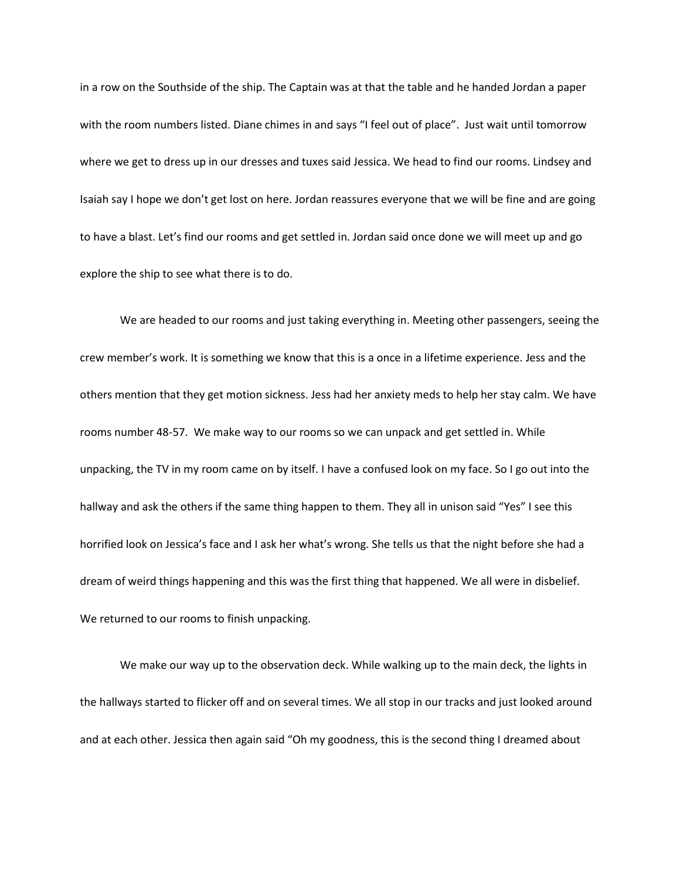in a row on the Southside of the ship. The Captain was at that the table and he handed Jordan a paper with the room numbers listed. Diane chimes in and says "I feel out of place". Just wait until tomorrow where we get to dress up in our dresses and tuxes said Jessica. We head to find our rooms. Lindsey and Isaiah say I hope we don't get lost on here. Jordan reassures everyone that we will be fine and are going to have a blast. Let's find our rooms and get settled in. Jordan said once done we will meet up and go explore the ship to see what there is to do.

We are headed to our rooms and just taking everything in. Meeting other passengers, seeing the crew member's work. It is something we know that this is a once in a lifetime experience. Jess and the others mention that they get motion sickness. Jess had her anxiety meds to help her stay calm. We have rooms number 48-57. We make way to our rooms so we can unpack and get settled in. While unpacking, the TV in my room came on by itself. I have a confused look on my face. So I go out into the hallway and ask the others if the same thing happen to them. They all in unison said "Yes" I see this horrified look on Jessica's face and I ask her what's wrong. She tells us that the night before she had a dream of weird things happening and this was the first thing that happened. We all were in disbelief. We returned to our rooms to finish unpacking.

We make our way up to the observation deck. While walking up to the main deck, the lights in the hallways started to flicker off and on several times. We all stop in our tracks and just looked around and at each other. Jessica then again said "Oh my goodness, this is the second thing I dreamed about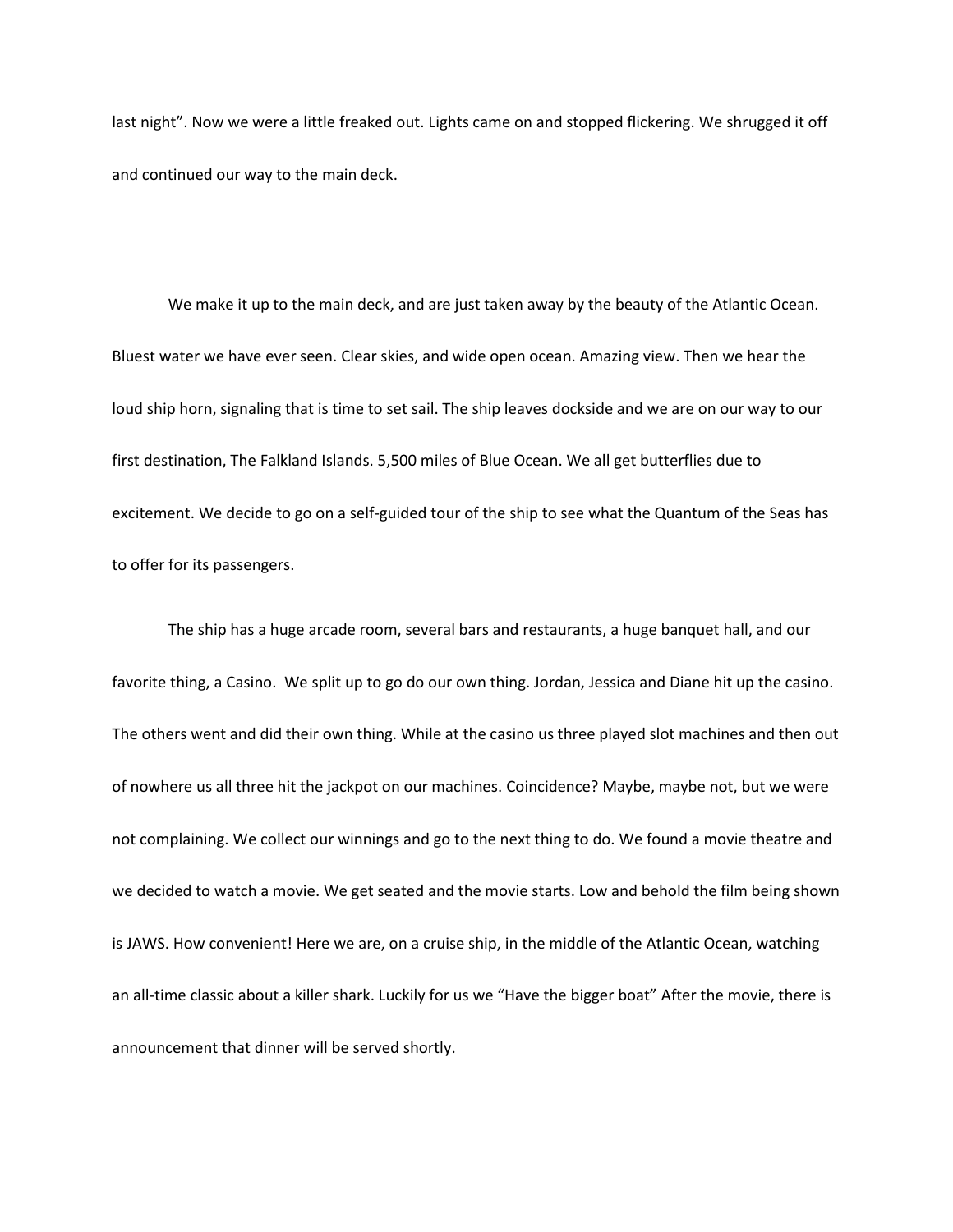last night". Now we were a little freaked out. Lights came on and stopped flickering. We shrugged it off and continued our way to the main deck.

We make it up to the main deck, and are just taken away by the beauty of the Atlantic Ocean. Bluest water we have ever seen. Clear skies, and wide open ocean. Amazing view. Then we hear the loud ship horn, signaling that is time to set sail. The ship leaves dockside and we are on our way to our first destination, The Falkland Islands. 5,500 miles of Blue Ocean. We all get butterflies due to excitement. We decide to go on a self-guided tour of the ship to see what the Quantum of the Seas has to offer for its passengers.

The ship has a huge arcade room, several bars and restaurants, a huge banquet hall, and our favorite thing, a Casino. We split up to go do our own thing. Jordan, Jessica and Diane hit up the casino. The others went and did their own thing. While at the casino us three played slot machines and then out of nowhere us all three hit the jackpot on our machines. Coincidence? Maybe, maybe not, but we were not complaining. We collect our winnings and go to the next thing to do. We found a movie theatre and we decided to watch a movie. We get seated and the movie starts. Low and behold the film being shown is JAWS. How convenient! Here we are, on a cruise ship, in the middle of the Atlantic Ocean, watching an all-time classic about a killer shark. Luckily for us we "Have the bigger boat" After the movie, there is announcement that dinner will be served shortly.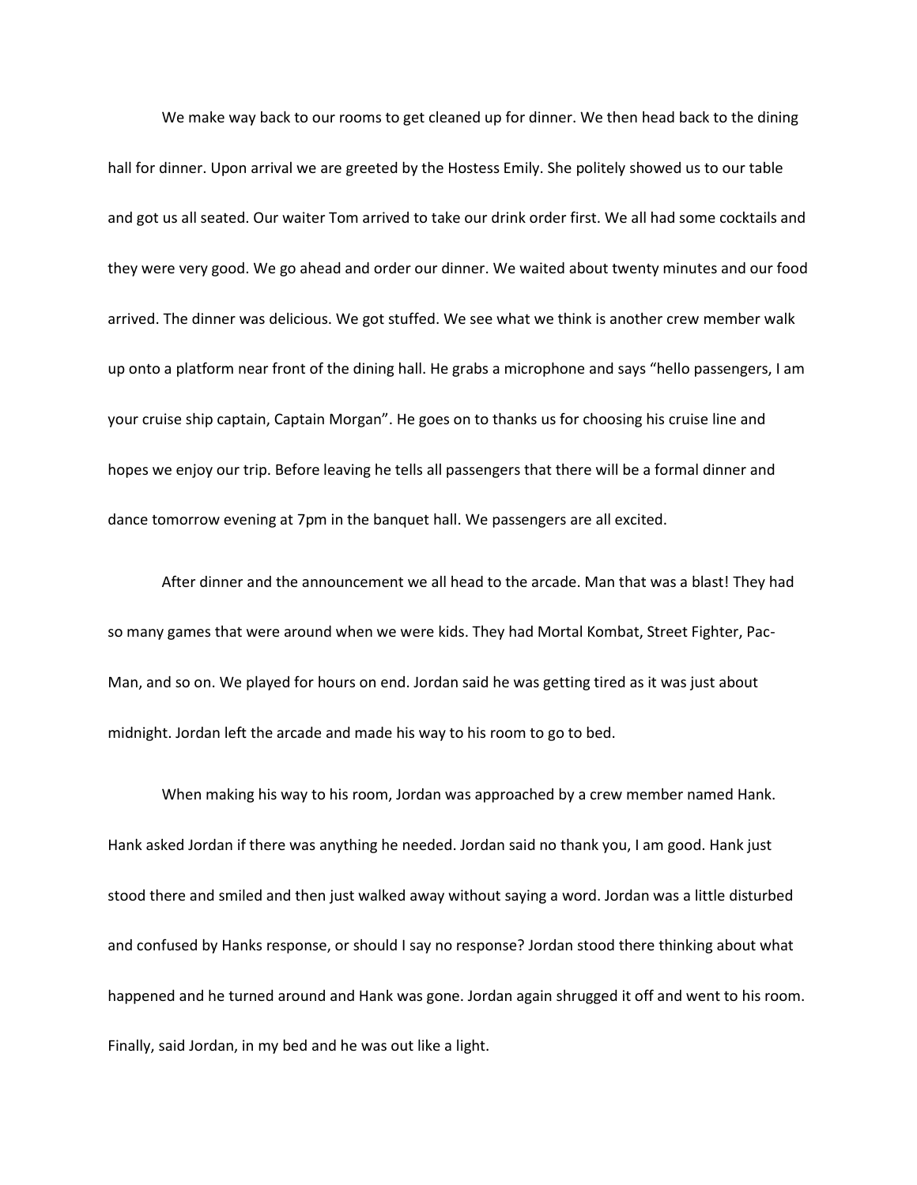We make way back to our rooms to get cleaned up for dinner. We then head back to the dining hall for dinner. Upon arrival we are greeted by the Hostess Emily. She politely showed us to our table and got us all seated. Our waiter Tom arrived to take our drink order first. We all had some cocktails and they were very good. We go ahead and order our dinner. We waited about twenty minutes and our food arrived. The dinner was delicious. We got stuffed. We see what we think is another crew member walk up onto a platform near front of the dining hall. He grabs a microphone and says "hello passengers, I am your cruise ship captain, Captain Morgan". He goes on to thanks us for choosing his cruise line and hopes we enjoy our trip. Before leaving he tells all passengers that there will be a formal dinner and dance tomorrow evening at 7pm in the banquet hall. We passengers are all excited.

After dinner and the announcement we all head to the arcade. Man that was a blast! They had so many games that were around when we were kids. They had Mortal Kombat, Street Fighter, Pac-Man, and so on. We played for hours on end. Jordan said he was getting tired as it was just about midnight. Jordan left the arcade and made his way to his room to go to bed.

When making his way to his room, Jordan was approached by a crew member named Hank. Hank asked Jordan if there was anything he needed. Jordan said no thank you, I am good. Hank just stood there and smiled and then just walked away without saying a word. Jordan was a little disturbed and confused by Hanks response, or should I say no response? Jordan stood there thinking about what happened and he turned around and Hank was gone. Jordan again shrugged it off and went to his room. Finally, said Jordan, in my bed and he was out like a light.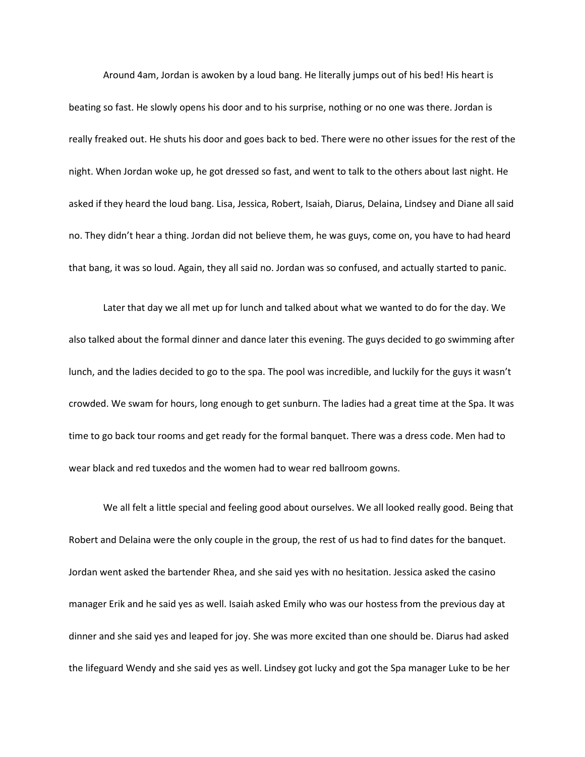Around 4am, Jordan is awoken by a loud bang. He literally jumps out of his bed! His heart is beating so fast. He slowly opens his door and to his surprise, nothing or no one was there. Jordan is really freaked out. He shuts his door and goes back to bed. There were no other issues for the rest of the night. When Jordan woke up, he got dressed so fast, and went to talk to the others about last night. He asked if they heard the loud bang. Lisa, Jessica, Robert, Isaiah, Diarus, Delaina, Lindsey and Diane all said no. They didn't hear a thing. Jordan did not believe them, he was guys, come on, you have to had heard that bang, it was so loud. Again, they all said no. Jordan was so confused, and actually started to panic.

Later that day we all met up for lunch and talked about what we wanted to do for the day. We also talked about the formal dinner and dance later this evening. The guys decided to go swimming after lunch, and the ladies decided to go to the spa. The pool was incredible, and luckily for the guys it wasn't crowded. We swam for hours, long enough to get sunburn. The ladies had a great time at the Spa. It was time to go back tour rooms and get ready for the formal banquet. There was a dress code. Men had to wear black and red tuxedos and the women had to wear red ballroom gowns.

We all felt a little special and feeling good about ourselves. We all looked really good. Being that Robert and Delaina were the only couple in the group, the rest of us had to find dates for the banquet. Jordan went asked the bartender Rhea, and she said yes with no hesitation. Jessica asked the casino manager Erik and he said yes as well. Isaiah asked Emily who was our hostess from the previous day at dinner and she said yes and leaped for joy. She was more excited than one should be. Diarus had asked the lifeguard Wendy and she said yes as well. Lindsey got lucky and got the Spa manager Luke to be her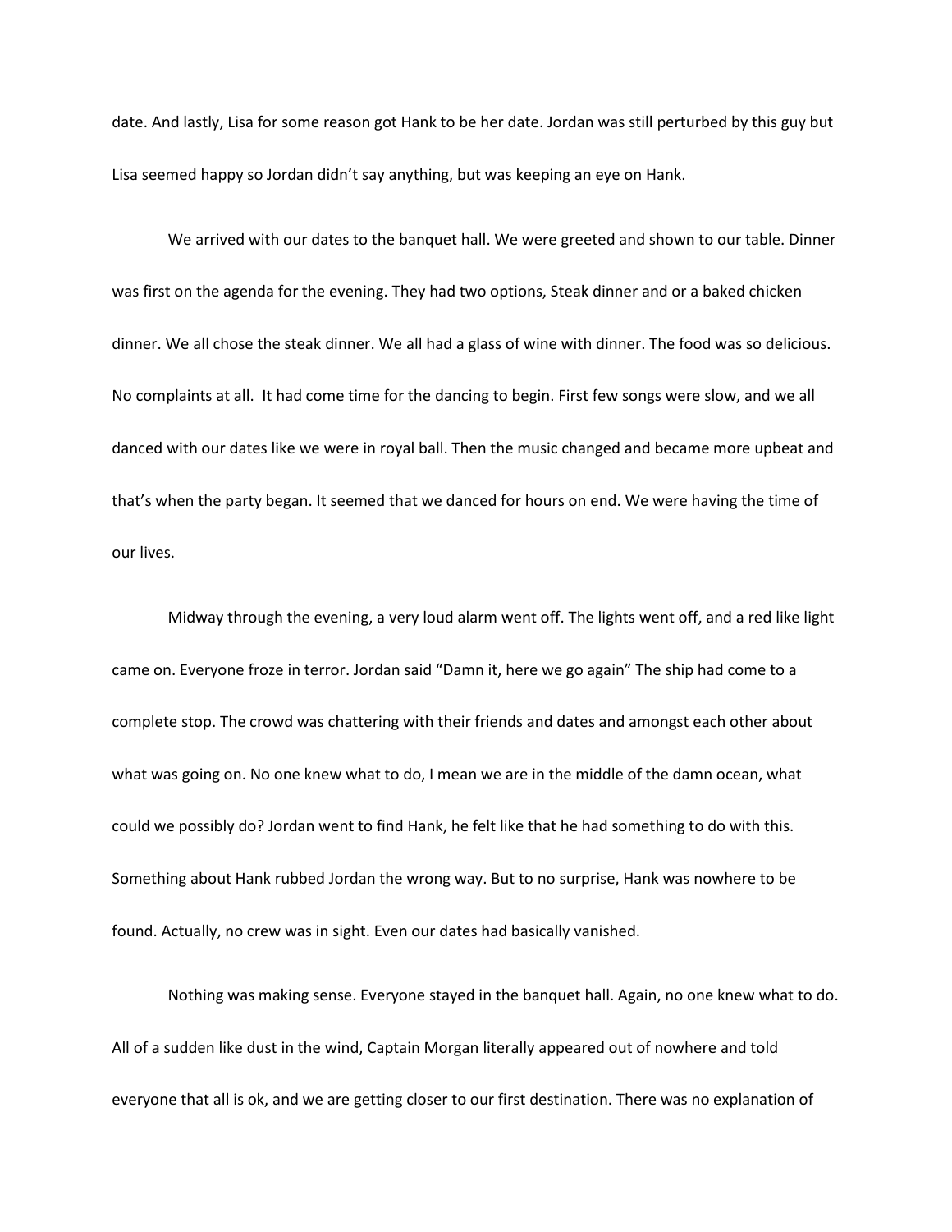date. And lastly, Lisa for some reason got Hank to be her date. Jordan was still perturbed by this guy but Lisa seemed happy so Jordan didn't say anything, but was keeping an eye on Hank.

We arrived with our dates to the banquet hall. We were greeted and shown to our table. Dinner was first on the agenda for the evening. They had two options, Steak dinner and or a baked chicken dinner. We all chose the steak dinner. We all had a glass of wine with dinner. The food was so delicious. No complaints at all. It had come time for the dancing to begin. First few songs were slow, and we all danced with our dates like we were in royal ball. Then the music changed and became more upbeat and that's when the party began. It seemed that we danced for hours on end. We were having the time of our lives.

Midway through the evening, a very loud alarm went off. The lights went off, and a red like light came on. Everyone froze in terror. Jordan said "Damn it, here we go again" The ship had come to a complete stop. The crowd was chattering with their friends and dates and amongst each other about what was going on. No one knew what to do, I mean we are in the middle of the damn ocean, what could we possibly do? Jordan went to find Hank, he felt like that he had something to do with this. Something about Hank rubbed Jordan the wrong way. But to no surprise, Hank was nowhere to be found. Actually, no crew was in sight. Even our dates had basically vanished.

Nothing was making sense. Everyone stayed in the banquet hall. Again, no one knew what to do. All of a sudden like dust in the wind, Captain Morgan literally appeared out of nowhere and told everyone that all is ok, and we are getting closer to our first destination. There was no explanation of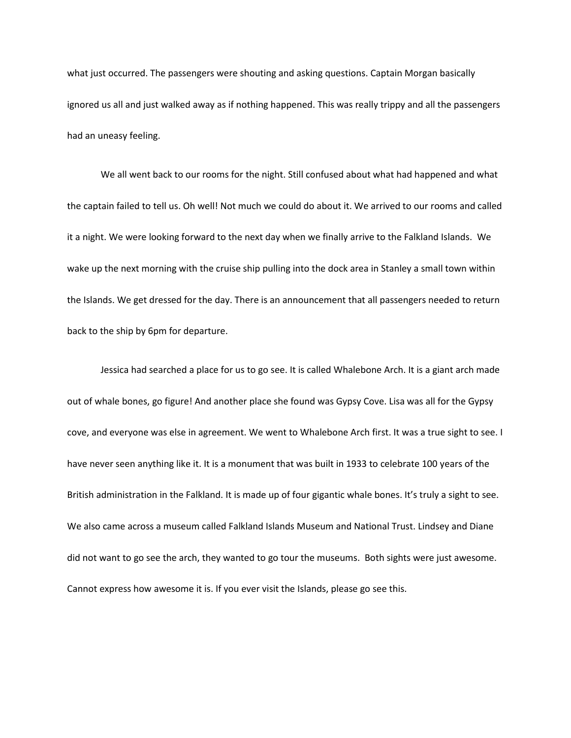what just occurred. The passengers were shouting and asking questions. Captain Morgan basically ignored us all and just walked away as if nothing happened. This was really trippy and all the passengers had an uneasy feeling.

We all went back to our rooms for the night. Still confused about what had happened and what the captain failed to tell us. Oh well! Not much we could do about it. We arrived to our rooms and called it a night. We were looking forward to the next day when we finally arrive to the Falkland Islands. We wake up the next morning with the cruise ship pulling into the dock area in Stanley a small town within the Islands. We get dressed for the day. There is an announcement that all passengers needed to return back to the ship by 6pm for departure.

Jessica had searched a place for us to go see. It is called Whalebone Arch. It is a giant arch made out of whale bones, go figure! And another place she found was Gypsy Cove. Lisa was all for the Gypsy cove, and everyone was else in agreement. We went to Whalebone Arch first. It was a true sight to see. I have never seen anything like it. It is a monument that was built in 1933 to celebrate 100 years of the British administration in the Falkland. It is made up of four gigantic whale bones. It's truly a sight to see. We also came across a museum called Falkland Islands Museum and National Trust. Lindsey and Diane did not want to go see the arch, they wanted to go tour the museums. Both sights were just awesome. Cannot express how awesome it is. If you ever visit the Islands, please go see this.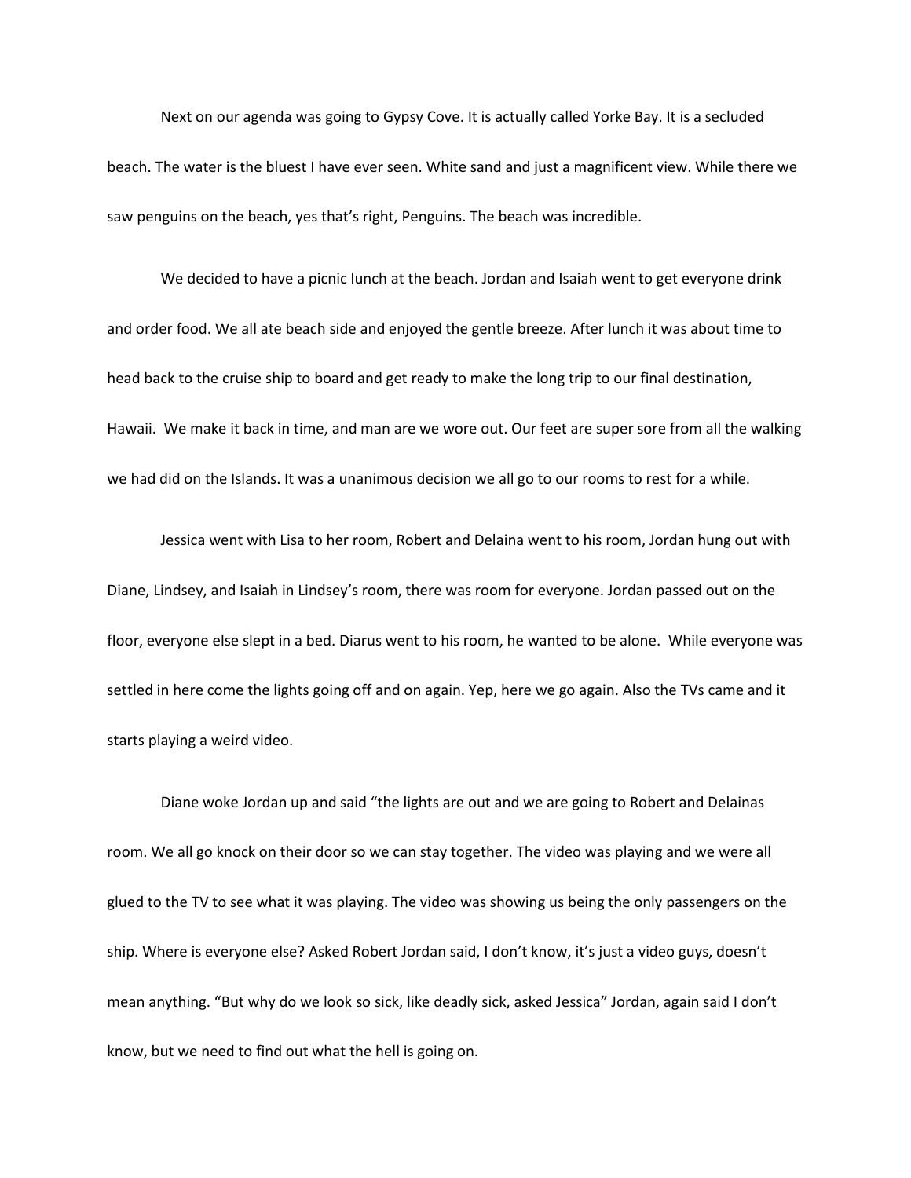Next on our agenda was going to Gypsy Cove. It is actually called Yorke Bay. It is a secluded beach. The water is the bluest I have ever seen. White sand and just a magnificent view. While there we saw penguins on the beach, yes that's right, Penguins. The beach was incredible.

We decided to have a picnic lunch at the beach. Jordan and Isaiah went to get everyone drink and order food. We all ate beach side and enjoyed the gentle breeze. After lunch it was about time to head back to the cruise ship to board and get ready to make the long trip to our final destination, Hawaii.  We make it back in time, and man are we wore out. Our feet are super sore from all the walking we had did on the Islands. It was a unanimous decision we all go to our rooms to rest for a while.

Jessica went with Lisa to her room, Robert and Delaina went to his room, Jordan hung out with Diane, Lindsey, and Isaiah in Lindsey's room, there was room for everyone. Jordan passed out on the floor, everyone else slept in a bed. Diarus went to his room, he wanted to be alone.  While everyone was settled in here come the lights going off and on again. Yep, here we go again. Also the TVs came and it starts playing a weird video.

Diane woke Jordan up and said "the lights are out and we are going to Robert and Delainas room. We all go knock on their door so we can stay together. The video was playing and we were all glued to the TV to see what it was playing. The video was showing us being the only passengers on the ship. Where is everyone else? Asked Robert Jordan said, I don't know, it's just a video guys, doesn't mean anything. "But why do we look so sick, like deadly sick, asked Jessica" Jordan, again said I don't know, but we need to find out what the hell is going on.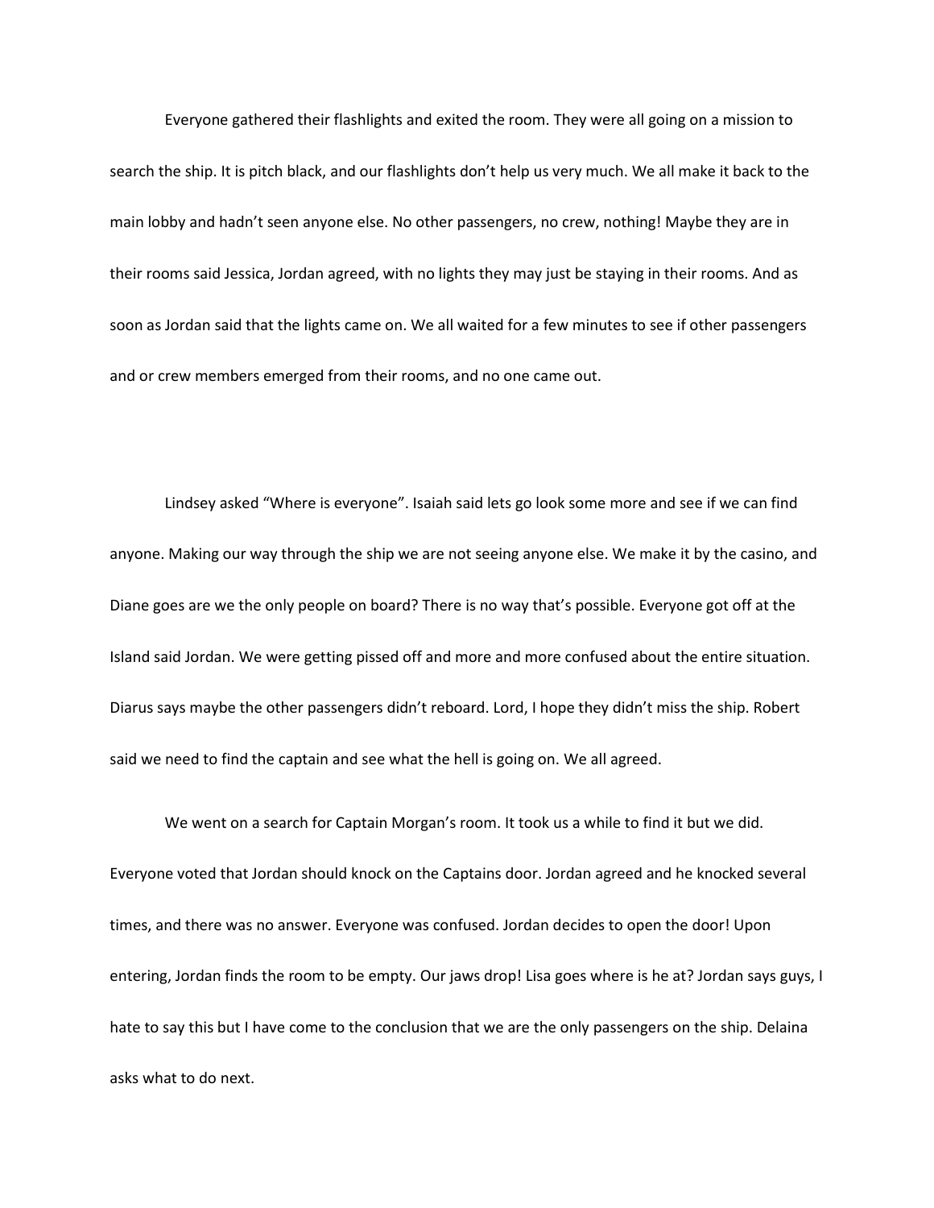Everyone gathered their flashlights and exited the room. They were all going on a mission to search the ship. It is pitch black, and our flashlights don't help us very much. We all make it back to the main lobby and hadn't seen anyone else. No other passengers, no crew, nothing! Maybe they are in their rooms said Jessica, Jordan agreed, with no lights they may just be staying in their rooms. And as soon as Jordan said that the lights came on. We all waited for a few minutes to see if other passengers and or crew members emerged from their rooms, and no one came out.

Lindsey asked "Where is everyone". Isaiah said lets go look some more and see if we can find anyone. Making our way through the ship we are not seeing anyone else. We make it by the casino, and Diane goes are we the only people on board? There is no way that's possible. Everyone got off at the Island said Jordan. We were getting pissed off and more and more confused about the entire situation. Diarus says maybe the other passengers didn't reboard. Lord, I hope they didn't miss the ship. Robert said we need to find the captain and see what the hell is going on. We all agreed.

We went on a search for Captain Morgan's room. It took us a while to find it but we did. Everyone voted that Jordan should knock on the Captains door. Jordan agreed and he knocked several times, and there was no answer. Everyone was confused. Jordan decides to open the door! Upon entering, Jordan finds the room to be empty. Our jaws drop! Lisa goes where is he at? Jordan says guys, I hate to say this but I have come to the conclusion that we are the only passengers on the ship. Delaina asks what to do next.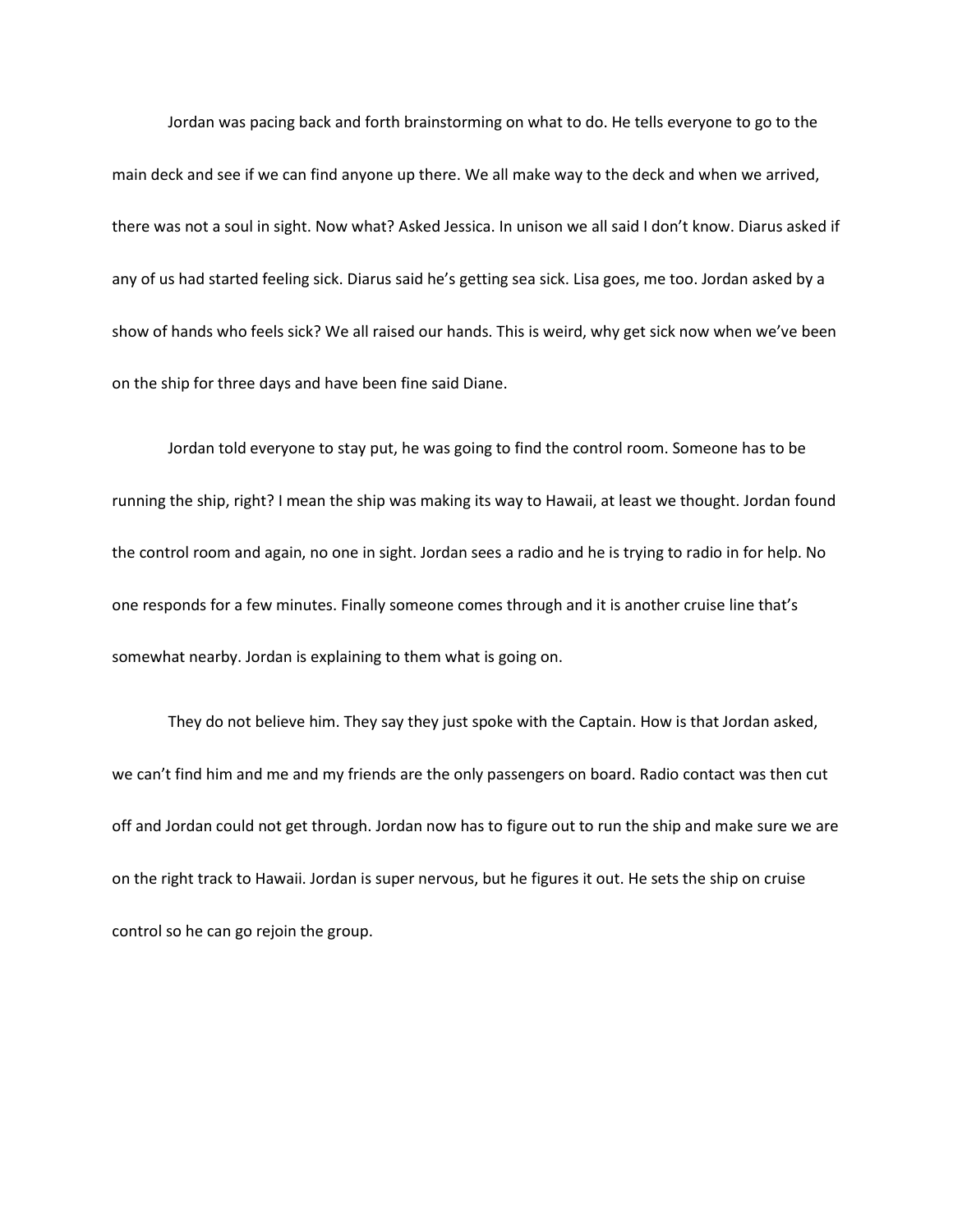Jordan was pacing back and forth brainstorming on what to do. He tells everyone to go to the main deck and see if we can find anyone up there. We all make way to the deck and when we arrived, there was not a soul in sight. Now what? Asked Jessica. In unison we all said I don't know. Diarus asked if any of us had started feeling sick. Diarus said he's getting sea sick. Lisa goes, me too. Jordan asked by a show of hands who feels sick? We all raised our hands. This is weird, why get sick now when we've been on the ship for three days and have been fine said Diane.

Jordan told everyone to stay put, he was going to find the control room. Someone has to be running the ship, right? I mean the ship was making its way to Hawaii, at least we thought. Jordan found the control room and again, no one in sight. Jordan sees a radio and he is trying to radio in for help. No one responds for a few minutes. Finally someone comes through and it is another cruise line that's somewhat nearby. Jordan is explaining to them what is going on.

They do not believe him. They say they just spoke with the Captain. How is that Jordan asked, we can't find him and me and my friends are the only passengers on board. Radio contact was then cut off and Jordan could not get through. Jordan now has to figure out to run the ship and make sure we are on the right track to Hawaii. Jordan is super nervous, but he figures it out. He sets the ship on cruise control so he can go rejoin the group.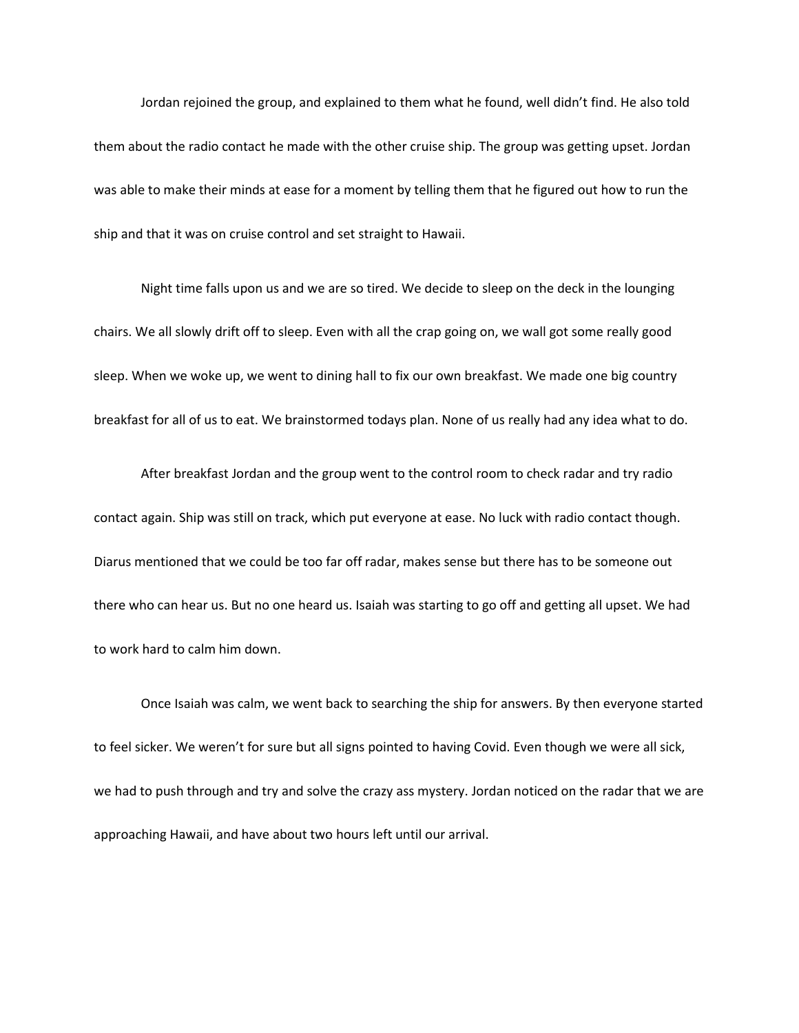Jordan rejoined the group, and explained to them what he found, well didn't find. He also told them about the radio contact he made with the other cruise ship. The group was getting upset. Jordan was able to make their minds at ease for a moment by telling them that he figured out how to run the ship and that it was on cruise control and set straight to Hawaii.

Night time falls upon us and we are so tired. We decide to sleep on the deck in the lounging chairs. We all slowly drift off to sleep. Even with all the crap going on, we wall got some really good sleep. When we woke up, we went to dining hall to fix our own breakfast. We made one big country breakfast for all of us to eat. We brainstormed todays plan. None of us really had any idea what to do.

After breakfast Jordan and the group went to the control room to check radar and try radio contact again. Ship was still on track, which put everyone at ease. No luck with radio contact though. Diarus mentioned that we could be too far off radar, makes sense but there has to be someone out there who can hear us. But no one heard us. Isaiah was starting to go off and getting all upset. We had to work hard to calm him down.

Once Isaiah was calm, we went back to searching the ship for answers. By then everyone started to feel sicker. We weren't for sure but all signs pointed to having Covid. Even though we were all sick, we had to push through and try and solve the crazy ass mystery. Jordan noticed on the radar that we are approaching Hawaii, and have about two hours left until our arrival.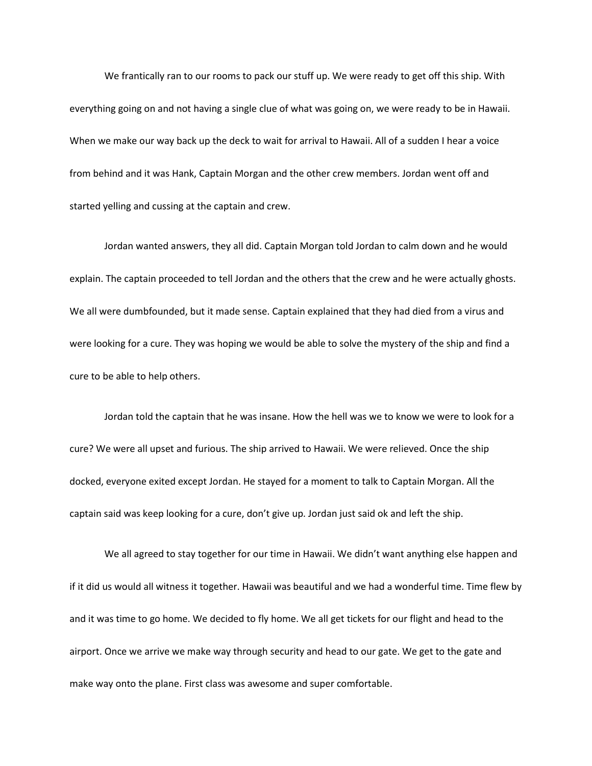We frantically ran to our rooms to pack our stuff up. We were ready to get off this ship. With everything going on and not having a single clue of what was going on, we were ready to be in Hawaii. When we make our way back up the deck to wait for arrival to Hawaii. All of a sudden I hear a voice from behind and it was Hank, Captain Morgan and the other crew members. Jordan went off and started yelling and cussing at the captain and crew.

Jordan wanted answers, they all did. Captain Morgan told Jordan to calm down and he would explain. The captain proceeded to tell Jordan and the others that the crew and he were actually ghosts. We all were dumbfounded, but it made sense. Captain explained that they had died from a virus and were looking for a cure. They was hoping we would be able to solve the mystery of the ship and find a cure to be able to help others.

Jordan told the captain that he was insane. How the hell was we to know we were to look for a cure? We were all upset and furious. The ship arrived to Hawaii. We were relieved. Once the ship docked, everyone exited except Jordan. He stayed for a moment to talk to Captain Morgan. All the captain said was keep looking for a cure, don't give up. Jordan just said ok and left the ship.

We all agreed to stay together for our time in Hawaii. We didn't want anything else happen and if it did us would all witness it together. Hawaii was beautiful and we had a wonderful time. Time flew by and it was time to go home. We decided to fly home. We all get tickets for our flight and head to the airport. Once we arrive we make way through security and head to our gate. We get to the gate and make way onto the plane. First class was awesome and super comfortable.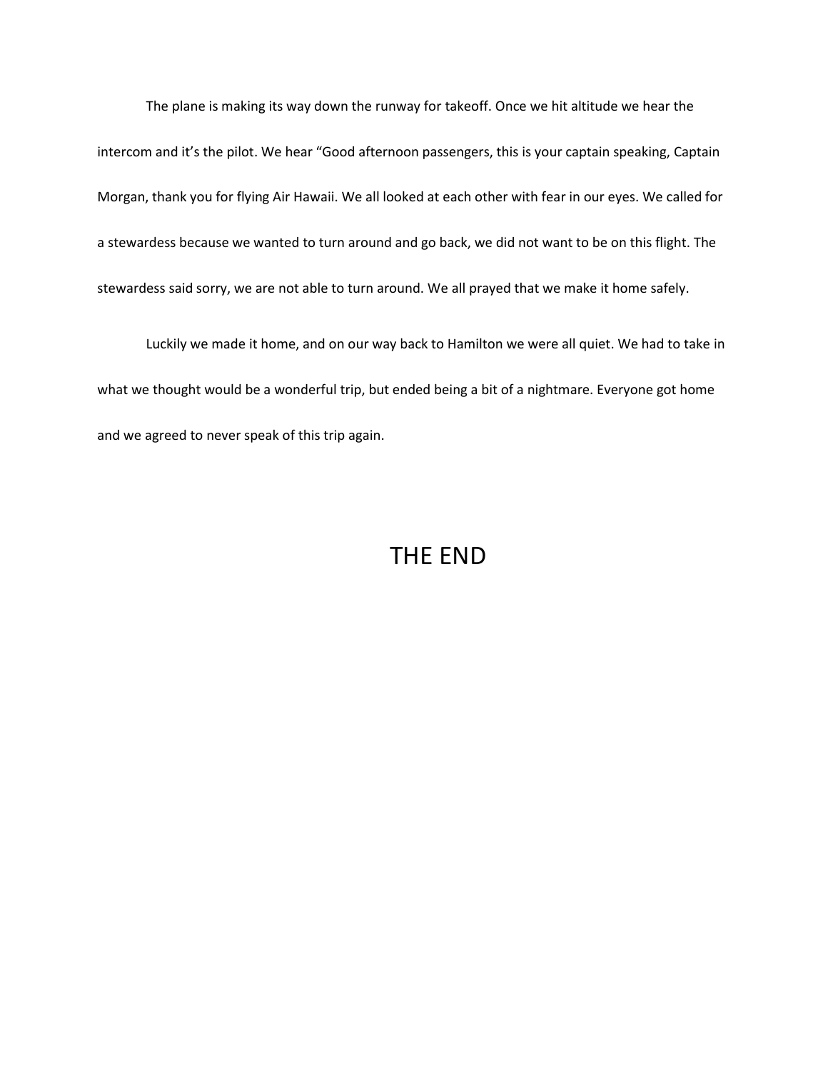The plane is making its way down the runway for takeoff. Once we hit altitude we hear the intercom and it's the pilot. We hear "Good afternoon passengers, this is your captain speaking, Captain Morgan, thank you for flying Air Hawaii. We all looked at each other with fear in our eyes. We called for a stewardess because we wanted to turn around and go back, we did not want to be on this flight. The stewardess said sorry, we are not able to turn around. We all prayed that we make it home safely.

Luckily we made it home, and on our way back to Hamilton we were all quiet. We had to take in what we thought would be a wonderful trip, but ended being a bit of a nightmare. Everyone got home and we agreed to never speak of this trip again.

THE END